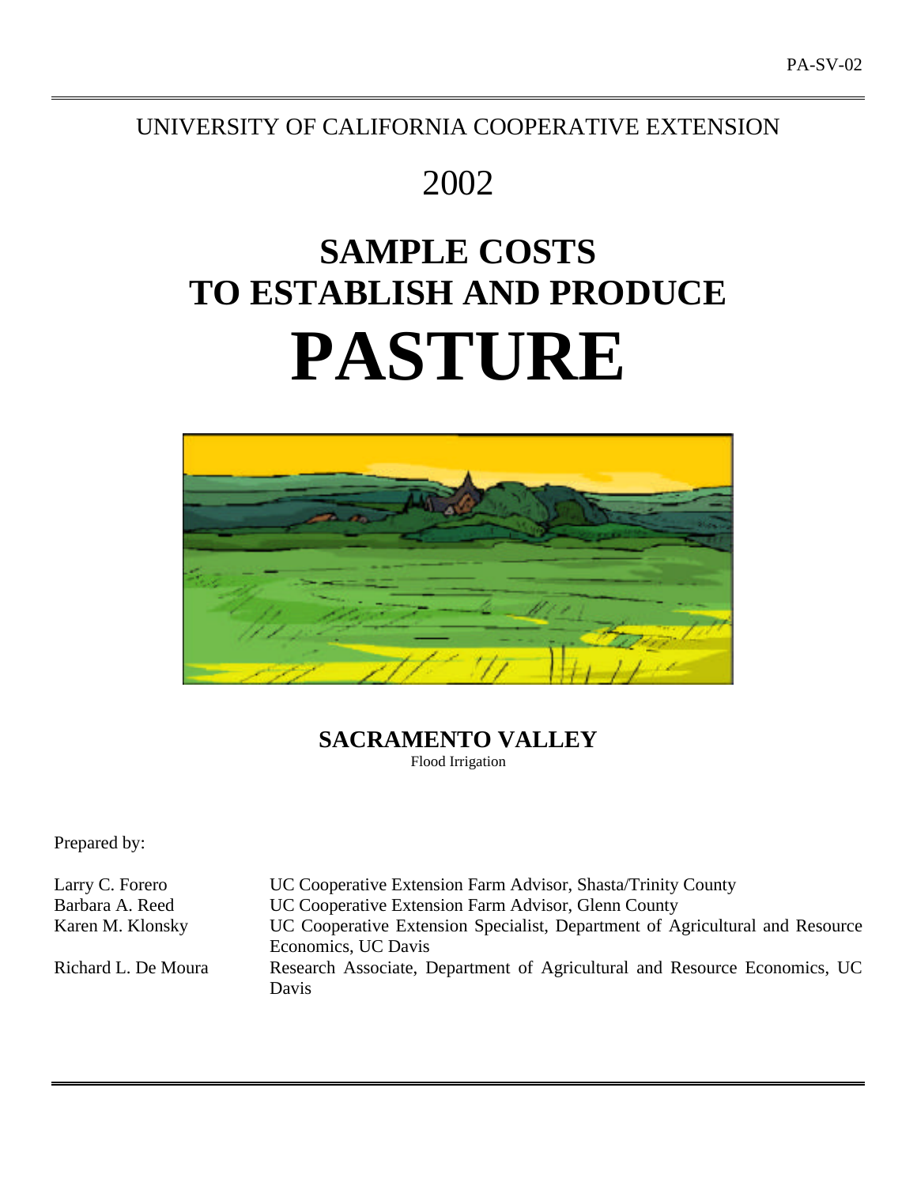PA-SV-02

UNIVERSITY OF CALIFORNIA COOPERATIVE EXTENSION

2002

# SAMPLE COSTS TO ESTABLISH AND PRODUCE

# PASTURE

**SACRAMENTO VALLEY**

Flood Irrigation

Prepared by:

| | |
|---|---|
| Larry C. Forero | UC Cooperative Extension Farm Advisor, Shasta/Trinity County |
| Barbara A. Reed | UC Cooperative Extension Farm Advisor, Glenn County |
| Karen M. Klonsky | UC Cooperative Extension Specialist, Department of Agricultural and Resource Economics, UC Davis |
| Richard L. De Moura | Research Associate, Department of Agricultural and Resource Economics, UC Davis |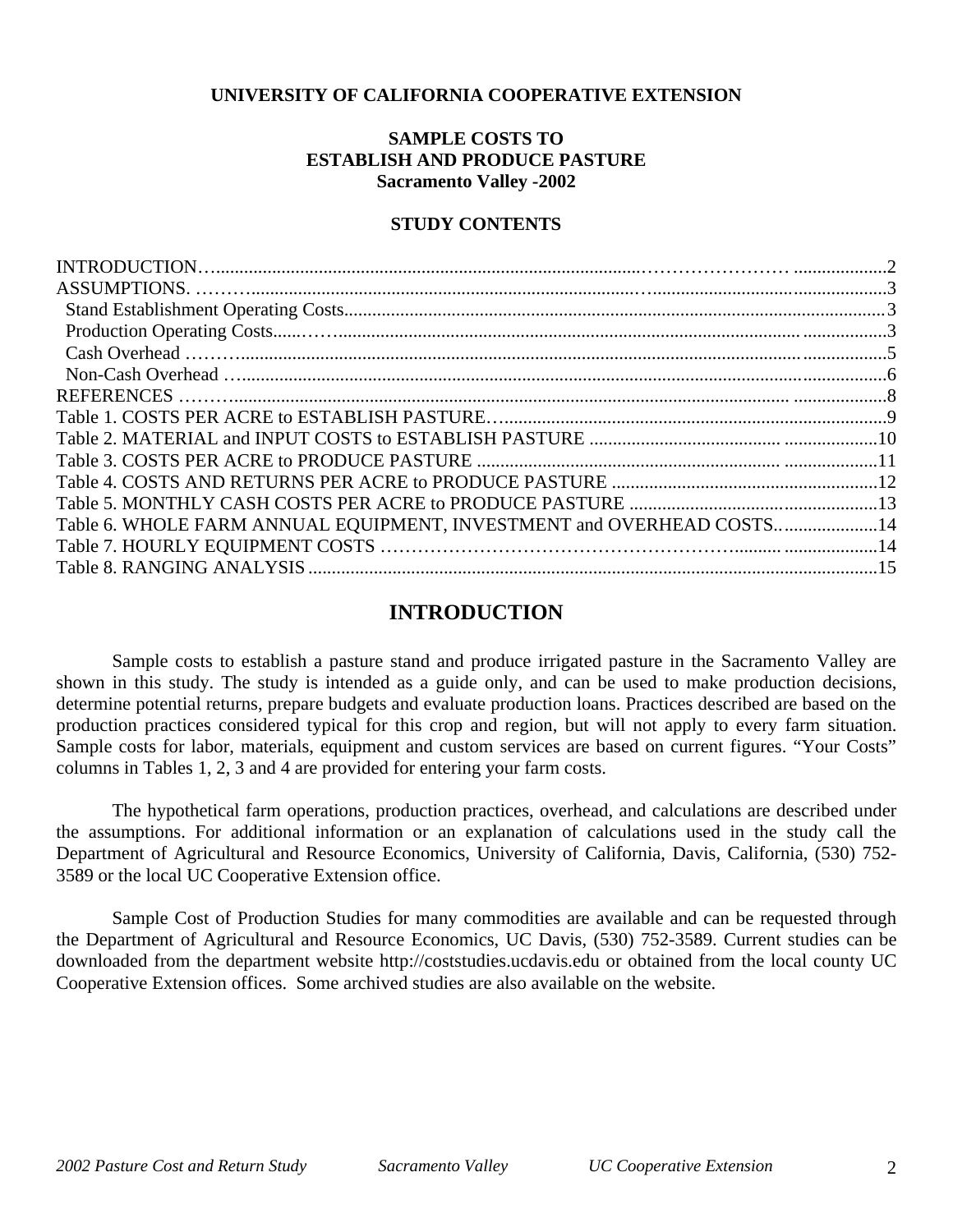**UNIVERSITY OF CALIFORNIA COOPERATIVE EXTENSION**

**SAMPLE COSTS TO**
**ESTABLISH AND PRODUCE PASTURE**
**Sacramento Valley -2002**

**STUDY CONTENTS**

| | |
|---|---|
| INTRODUCTION | 2 |
| ASSUMPTIONS. | 3 |
| Stand Establishment Operating Costs | 3 |
| Production Operating Costs | 3 |
| Cash Overhead | 5 |
| Non-Cash Overhead | 6 |
| REFERENCES | 8 |
| Table 1. COSTS PER ACRE to ESTABLISH PASTURE | 9 |
| Table 2. MATERIAL and INPUT COSTS to ESTABLISH PASTURE | 10 |
| Table 3. COSTS PER ACRE to PRODUCE PASTURE | 11 |
| Table 4. COSTS AND RETURNS PER ACRE to PRODUCE PASTURE | 12 |
| Table 5. MONTHLY CASH COSTS PER ACRE to PRODUCE PASTURE | 13 |
| Table 6. WHOLE FARM ANNUAL EQUIPMENT, INVESTMENT and OVERHEAD COSTS | 14 |
| Table 7. HOURLY EQUIPMENT COSTS | 14 |
| Table 8. RANGING ANALYSIS | 15 |

## INTRODUCTION

Sample costs to establish a pasture stand and produce irrigated pasture in the Sacramento Valley are shown in this study. The study is intended as a guide only, and can be used to make production decisions, determine potential returns, prepare budgets and evaluate production loans. Practices described are based on the production practices considered typical for this crop and region, but will not apply to every farm situation. Sample costs for labor, materials, equipment and custom services are based on current figures. "Your Costs" columns in Tables 1, 2, 3 and 4 are provided for entering your farm costs.

The hypothetical farm operations, production practices, overhead, and calculations are described under the assumptions. For additional information or an explanation of calculations used in the study call the Department of Agricultural and Resource Economics, University of California, Davis, California, (530) 752-3589 or the local UC Cooperative Extension office.

Sample Cost of Production Studies for many commodities are available and can be requested through the Department of Agricultural and Resource Economics, UC Davis, (530) 752-3589. Current studies can be downloaded from the department website http://coststudies.ucdavis.edu or obtained from the local county UC Cooperative Extension offices. Some archived studies are also available on the website.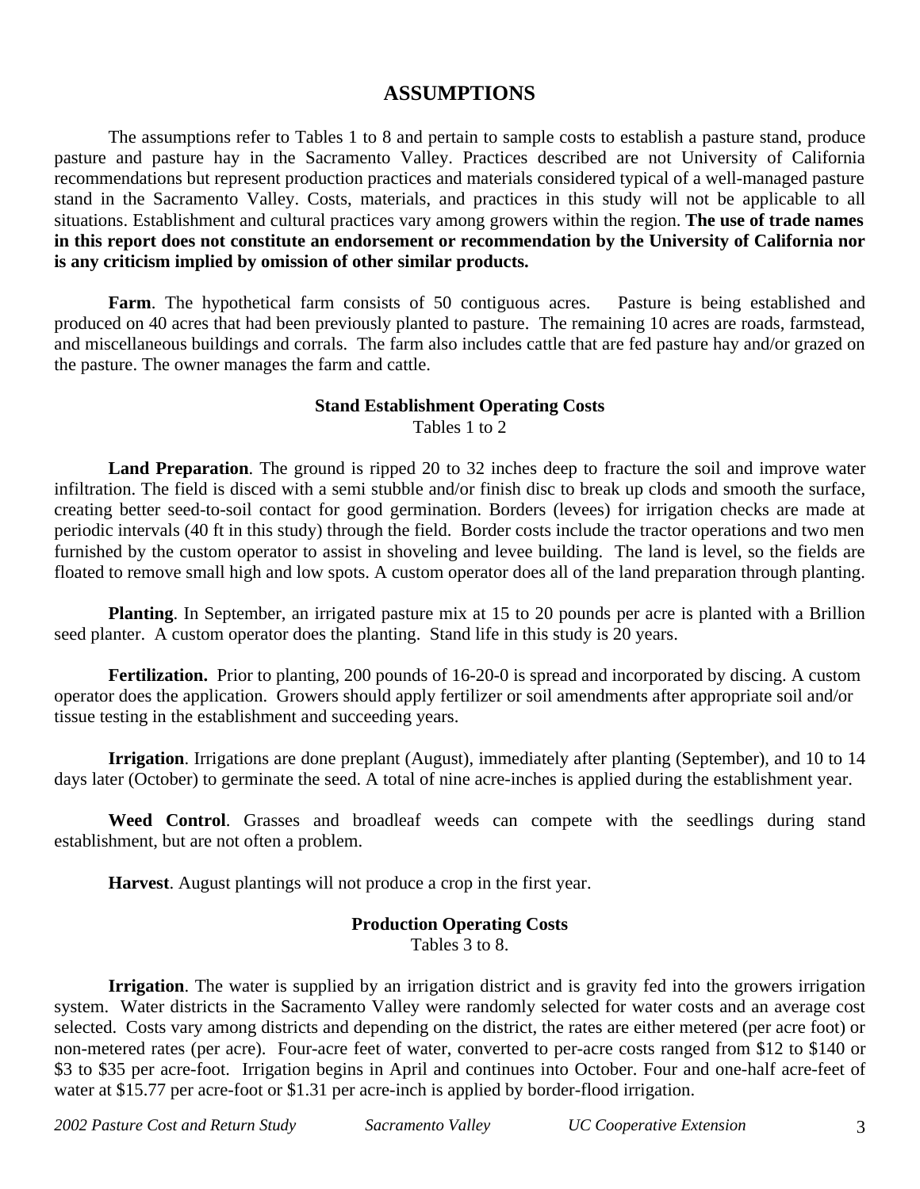# ASSUMPTIONS

The assumptions refer to Tables 1 to 8 and pertain to sample costs to establish a pasture stand, produce pasture and pasture hay in the Sacramento Valley. Practices described are not University of California recommendations but represent production practices and materials considered typical of a well-managed pasture stand in the Sacramento Valley. Costs, materials, and practices in this study will not be applicable to all situations. Establishment and cultural practices vary among growers within the region. **The use of trade names in this report does not constitute an endorsement or recommendation by the University of California nor is any criticism implied by omission of other similar products.**

**Farm**. The hypothetical farm consists of 50 contiguous acres. Pasture is being established and produced on 40 acres that had been previously planted to pasture. The remaining 10 acres are roads, farmstead, and miscellaneous buildings and corrals. The farm also includes cattle that are fed pasture hay and/or grazed on the pasture. The owner manages the farm and cattle.

### Stand Establishment Operating Costs

Tables 1 to 2

**Land Preparation**. The ground is ripped 20 to 32 inches deep to fracture the soil and improve water infiltration. The field is disced with a semi stubble and/or finish disc to break up clods and smooth the surface, creating better seed-to-soil contact for good germination. Borders (levees) for irrigation checks are made at periodic intervals (40 ft in this study) through the field. Border costs include the tractor operations and two men furnished by the custom operator to assist in shoveling and levee building. The land is level, so the fields are floated to remove small high and low spots. A custom operator does all of the land preparation through planting.

**Planting**. In September, an irrigated pasture mix at 15 to 20 pounds per acre is planted with a Brillion seed planter. A custom operator does the planting. Stand life in this study is 20 years.

**Fertilization.** Prior to planting, 200 pounds of 16-20-0 is spread and incorporated by discing. A custom operator does the application. Growers should apply fertilizer or soil amendments after appropriate soil and/or tissue testing in the establishment and succeeding years.

**Irrigation**. Irrigations are done preplant (August), immediately after planting (September), and 10 to 14 days later (October) to germinate the seed. A total of nine acre-inches is applied during the establishment year.

**Weed Control**. Grasses and broadleaf weeds can compete with the seedlings during stand establishment, but are not often a problem.

**Harvest**. August plantings will not produce a crop in the first year.

### Production Operating Costs

Tables 3 to 8.

**Irrigation**. The water is supplied by an irrigation district and is gravity fed into the growers irrigation system. Water districts in the Sacramento Valley were randomly selected for water costs and an average cost selected. Costs vary among districts and depending on the district, the rates are either metered (per acre foot) or non-metered rates (per acre). Four-acre feet of water, converted to per-acre costs ranged from $12 to $140 or $3 to $35 per acre-foot. Irrigation begins in April and continues into October. Four and one-half acre-feet of water at $15.77 per acre-foot or $1.31 per acre-inch is applied by border-flood irrigation.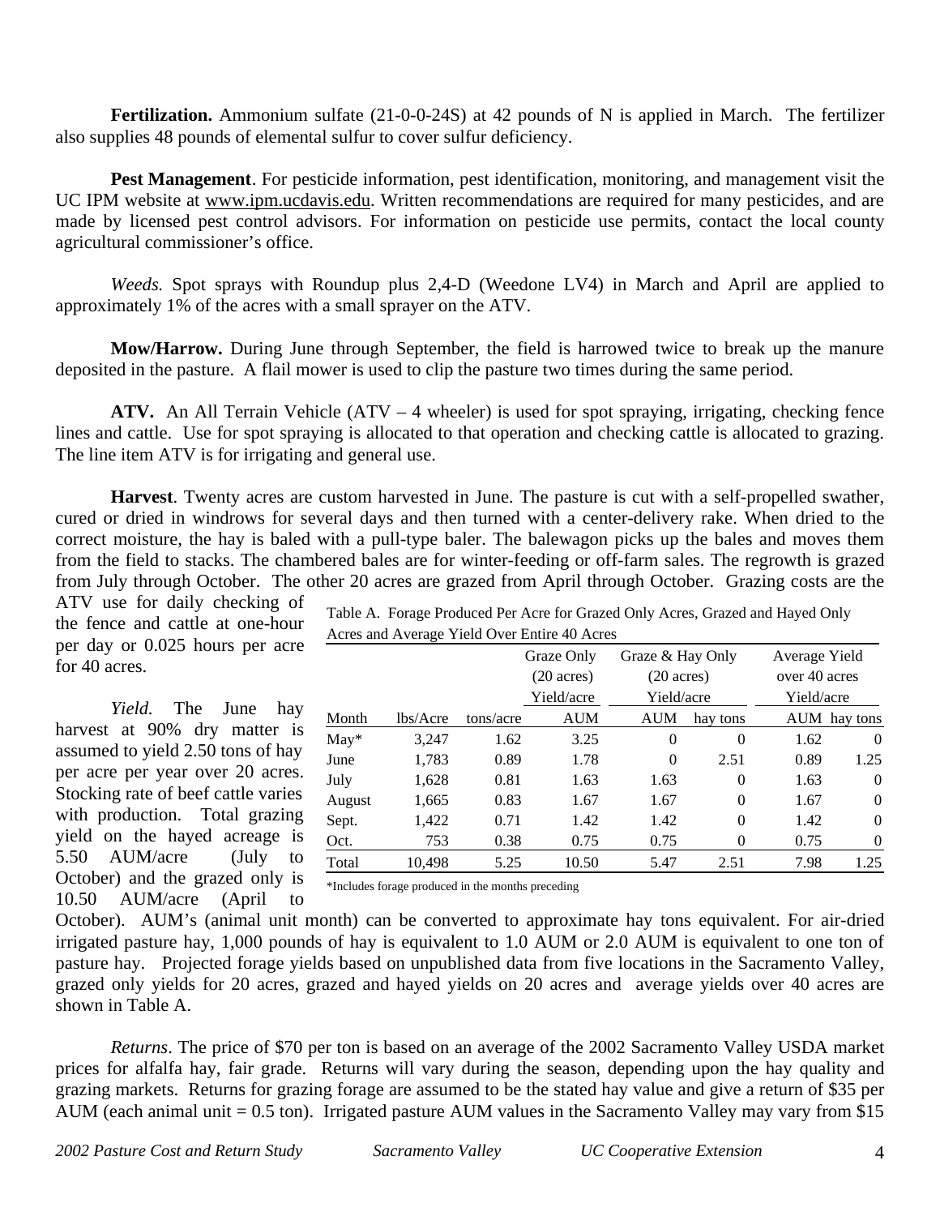**Fertilization.** Ammonium sulfate (21-0-0-24S) at 42 pounds of N is applied in March. The fertilizer also supplies 48 pounds of elemental sulfur to cover sulfur deficiency.

**Pest Management**. For pesticide information, pest identification, monitoring, and management visit the UC IPM website at www.ipm.ucdavis.edu. Written recommendations are required for many pesticides, and are made by licensed pest control advisors. For information on pesticide use permits, contact the local county agricultural commissioner's office.

*Weeds.* Spot sprays with Roundup plus 2,4-D (Weedone LV4) in March and April are applied to approximately 1% of the acres with a small sprayer on the ATV.

**Mow/Harrow.** During June through September, the field is harrowed twice to break up the manure deposited in the pasture. A flail mower is used to clip the pasture two times during the same period.

**ATV.** An All Terrain Vehicle (ATV – 4 wheeler) is used for spot spraying, irrigating, checking fence lines and cattle. Use for spot spraying is allocated to that operation and checking cattle is allocated to grazing. The line item ATV is for irrigating and general use.

**Harvest**. Twenty acres are custom harvested in June. The pasture is cut with a self-propelled swather, cured or dried in windrows for several days and then turned with a center-delivery rake. When dried to the correct moisture, the hay is baled with a pull-type baler. The balewagon picks up the bales and moves them from the field to stacks. The chambered bales are for winter-feeding or off-farm sales. The regrowth is grazed from July through October. The other 20 acres are grazed from April through October. Grazing costs are the ATV use for daily checking of the fence and cattle at one-hour per day or 0.025 hours per acre for 40 acres.

*Yield.* The June hay harvest at 90% dry matter is assumed to yield 2.50 tons of hay per acre per year over 20 acres. Stocking rate of beef cattle varies with production. Total grazing yield on the hayed acreage is 5.50 AUM/acre (July to October) and the grazed only is 10.50 AUM/acre (April to October). AUM's (animal unit month) can be converted to approximate hay tons equivalent. For air-dried irrigated pasture hay, 1,000 pounds of hay is equivalent to 1.0 AUM or 2.0 AUM is equivalent to one ton of pasture hay. Projected forage yields based on unpublished data from five locations in the Sacramento Valley, grazed only yields for 20 acres, grazed and hayed yields on 20 acres and average yields over 40 acres are shown in Table A.

Table A. Forage Produced Per Acre for Grazed Only Acres, Grazed and Hayed Only Acres and Average Yield Over Entire 40 Acres

| | | | Graze Only (20 acres) Yield/acre | Graze & Hay Only (20 acres) Yield/acre | | Average Yield over 40 acres Yield/acre | |
|---|---|---|---|---|---|---|---|
| Month | lbs/Acre | tons/acre | AUM | AUM | hay tons | AUM | hay tons |
| May* | 3,247 | 1.62 | 3.25 | 0 | 0 | 1.62 | 0 |
| June | 1,783 | 0.89 | 1.78 | 0 | 2.51 | 0.89 | 1.25 |
| July | 1,628 | 0.81 | 1.63 | 1.63 | 0 | 1.63 | 0 |
| August | 1,665 | 0.83 | 1.67 | 1.67 | 0 | 1.67 | 0 |
| Sept. | 1,422 | 0.71 | 1.42 | 1.42 | 0 | 1.42 | 0 |
| Oct. | 753 | 0.38 | 0.75 | 0.75 | 0 | 0.75 | 0 |
| Total | 10,498 | 5.25 | 10.50 | 5.47 | 2.51 | 7.98 | 1.25 |

*Includes forage produced in the months preceding

*Returns*. The price of $70 per ton is based on an average of the 2002 Sacramento Valley USDA market prices for alfalfa hay, fair grade. Returns will vary during the season, depending upon the hay quality and grazing markets. Returns for grazing forage are assumed to be the stated hay value and give a return of $35 per AUM (each animal unit = 0.5 ton). Irrigated pasture AUM values in the Sacramento Valley may vary from $15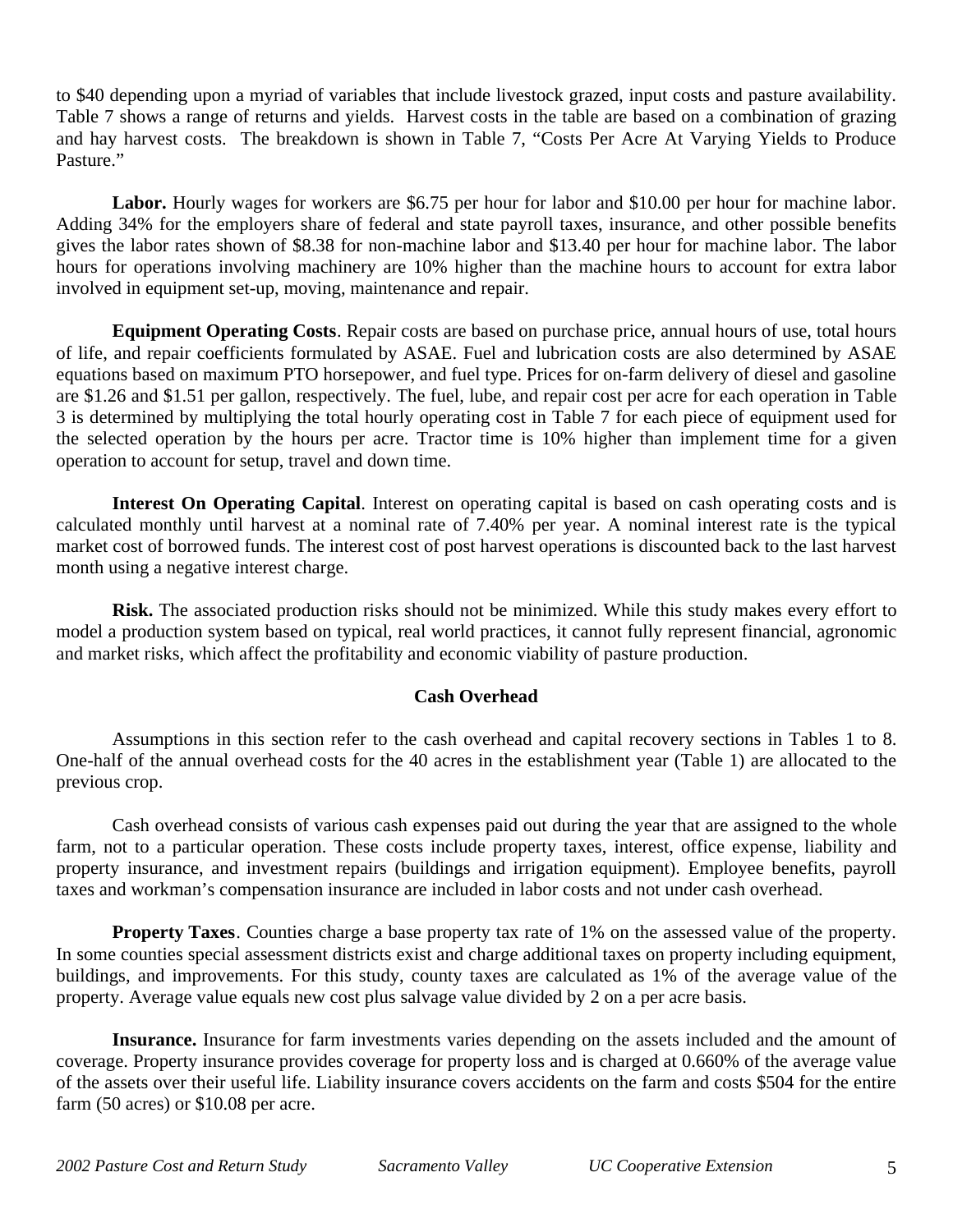to $40 depending upon a myriad of variables that include livestock grazed, input costs and pasture availability. Table 7 shows a range of returns and yields. Harvest costs in the table are based on a combination of grazing and hay harvest costs. The breakdown is shown in Table 7, "Costs Per Acre At Varying Yields to Produce Pasture."

**Labor.** Hourly wages for workers are $6.75 per hour for labor and $10.00 per hour for machine labor. Adding 34% for the employers share of federal and state payroll taxes, insurance, and other possible benefits gives the labor rates shown of $8.38 for non-machine labor and $13.40 per hour for machine labor. The labor hours for operations involving machinery are 10% higher than the machine hours to account for extra labor involved in equipment set-up, moving, maintenance and repair.

**Equipment Operating Costs**. Repair costs are based on purchase price, annual hours of use, total hours of life, and repair coefficients formulated by ASAE. Fuel and lubrication costs are also determined by ASAE equations based on maximum PTO horsepower, and fuel type. Prices for on-farm delivery of diesel and gasoline are $1.26 and $1.51 per gallon, respectively. The fuel, lube, and repair cost per acre for each operation in Table 3 is determined by multiplying the total hourly operating cost in Table 7 for each piece of equipment used for the selected operation by the hours per acre. Tractor time is 10% higher than implement time for a given operation to account for setup, travel and down time.

**Interest On Operating Capital**. Interest on operating capital is based on cash operating costs and is calculated monthly until harvest at a nominal rate of 7.40% per year. A nominal interest rate is the typical market cost of borrowed funds. The interest cost of post harvest operations is discounted back to the last harvest month using a negative interest charge.

**Risk.** The associated production risks should not be minimized. While this study makes every effort to model a production system based on typical, real world practices, it cannot fully represent financial, agronomic and market risks, which affect the profitability and economic viability of pasture production.

## Cash Overhead

Assumptions in this section refer to the cash overhead and capital recovery sections in Tables 1 to 8. One-half of the annual overhead costs for the 40 acres in the establishment year (Table 1) are allocated to the previous crop.

Cash overhead consists of various cash expenses paid out during the year that are assigned to the whole farm, not to a particular operation. These costs include property taxes, interest, office expense, liability and property insurance, and investment repairs (buildings and irrigation equipment). Employee benefits, payroll taxes and workman's compensation insurance are included in labor costs and not under cash overhead.

**Property Taxes**. Counties charge a base property tax rate of 1% on the assessed value of the property. In some counties special assessment districts exist and charge additional taxes on property including equipment, buildings, and improvements. For this study, county taxes are calculated as 1% of the average value of the property. Average value equals new cost plus salvage value divided by 2 on a per acre basis.

**Insurance.** Insurance for farm investments varies depending on the assets included and the amount of coverage. Property insurance provides coverage for property loss and is charged at 0.660% of the average value of the assets over their useful life. Liability insurance covers accidents on the farm and costs $504 for the entire farm (50 acres) or $10.08 per acre.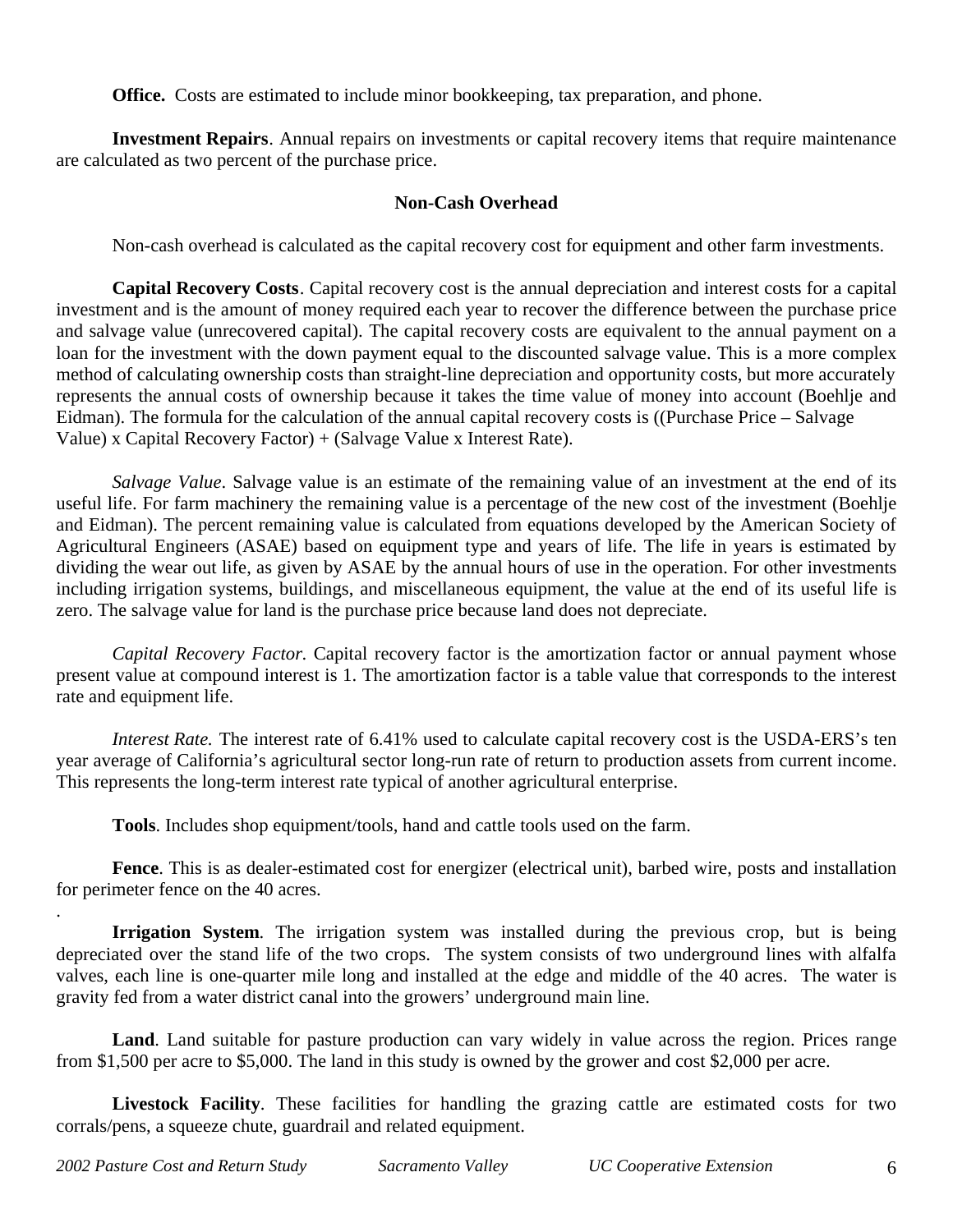**Office.** Costs are estimated to include minor bookkeeping, tax preparation, and phone.

**Investment Repairs**. Annual repairs on investments or capital recovery items that require maintenance are calculated as two percent of the purchase price.

## Non-Cash Overhead

Non-cash overhead is calculated as the capital recovery cost for equipment and other farm investments.

**Capital Recovery Costs**. Capital recovery cost is the annual depreciation and interest costs for a capital investment and is the amount of money required each year to recover the difference between the purchase price and salvage value (unrecovered capital). The capital recovery costs are equivalent to the annual payment on a loan for the investment with the down payment equal to the discounted salvage value. This is a more complex method of calculating ownership costs than straight-line depreciation and opportunity costs, but more accurately represents the annual costs of ownership because it takes the time value of money into account (Boehlje and Eidman). The formula for the calculation of the annual capital recovery costs is ((Purchase Price – Salvage Value) x Capital Recovery Factor) + (Salvage Value x Interest Rate).

*Salvage Value*. Salvage value is an estimate of the remaining value of an investment at the end of its useful life. For farm machinery the remaining value is a percentage of the new cost of the investment (Boehlje and Eidman). The percent remaining value is calculated from equations developed by the American Society of Agricultural Engineers (ASAE) based on equipment type and years of life. The life in years is estimated by dividing the wear out life, as given by ASAE by the annual hours of use in the operation. For other investments including irrigation systems, buildings, and miscellaneous equipment, the value at the end of its useful life is zero. The salvage value for land is the purchase price because land does not depreciate.

*Capital Recovery Factor.* Capital recovery factor is the amortization factor or annual payment whose present value at compound interest is 1. The amortization factor is a table value that corresponds to the interest rate and equipment life.

*Interest Rate.* The interest rate of 6.41% used to calculate capital recovery cost is the USDA-ERS's ten year average of California's agricultural sector long-run rate of return to production assets from current income. This represents the long-term interest rate typical of another agricultural enterprise.

**Tools**. Includes shop equipment/tools, hand and cattle tools used on the farm.

**Fence**. This is as dealer-estimated cost for energizer (electrical unit), barbed wire, posts and installation for perimeter fence on the 40 acres.

.

**Irrigation System**. The irrigation system was installed during the previous crop, but is being depreciated over the stand life of the two crops. The system consists of two underground lines with alfalfa valves, each line is one-quarter mile long and installed at the edge and middle of the 40 acres. The water is gravity fed from a water district canal into the growers' underground main line.

**Land**. Land suitable for pasture production can vary widely in value across the region. Prices range from $1,500 per acre to $5,000. The land in this study is owned by the grower and cost $2,000 per acre.

**Livestock Facility**. These facilities for handling the grazing cattle are estimated costs for two corrals/pens, a squeeze chute, guardrail and related equipment.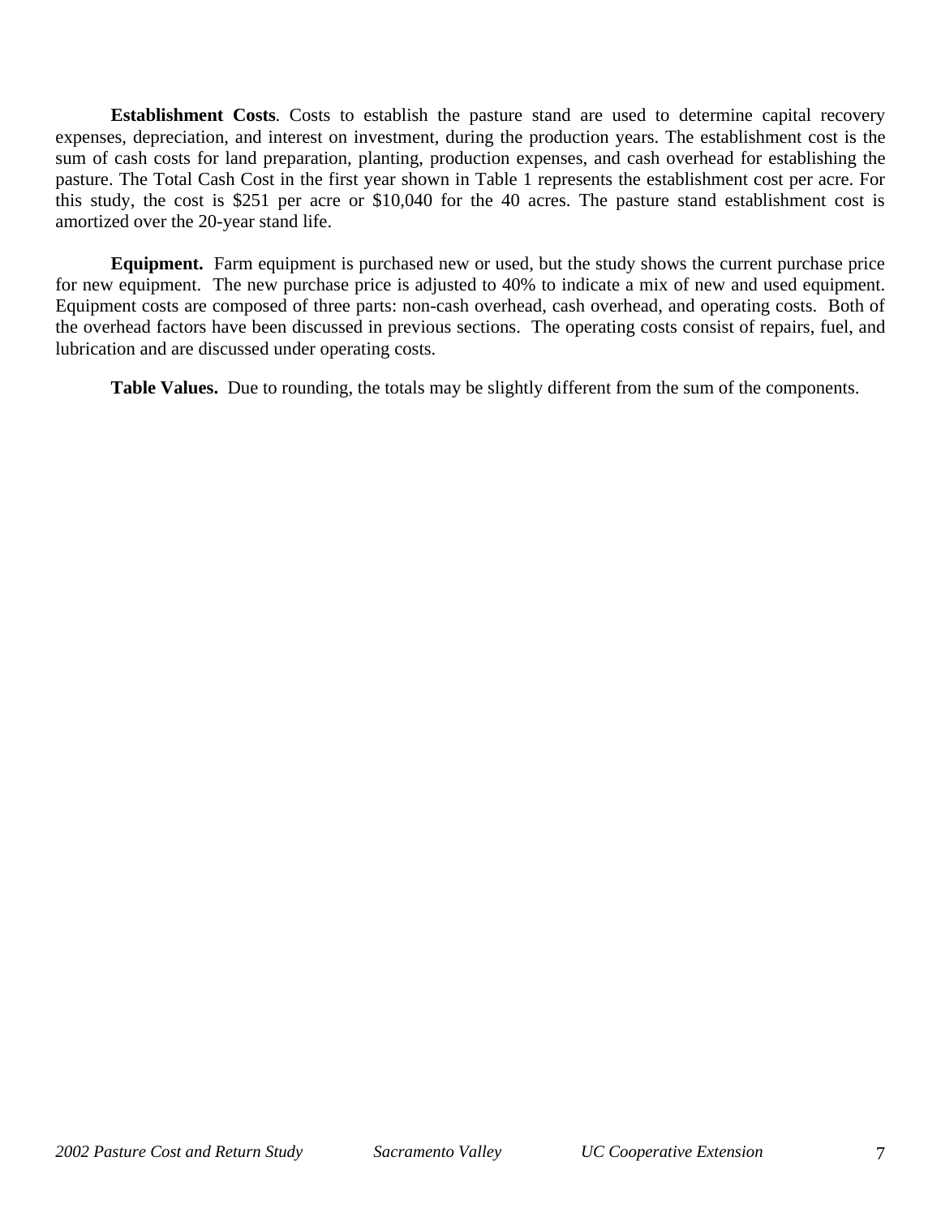**Establishment Costs**. Costs to establish the pasture stand are used to determine capital recovery expenses, depreciation, and interest on investment, during the production years. The establishment cost is the sum of cash costs for land preparation, planting, production expenses, and cash overhead for establishing the pasture. The Total Cash Cost in the first year shown in Table 1 represents the establishment cost per acre. For this study, the cost is $251 per acre or $10,040 for the 40 acres. The pasture stand establishment cost is amortized over the 20-year stand life.

**Equipment.** Farm equipment is purchased new or used, but the study shows the current purchase price for new equipment. The new purchase price is adjusted to 40% to indicate a mix of new and used equipment. Equipment costs are composed of three parts: non-cash overhead, cash overhead, and operating costs. Both of the overhead factors have been discussed in previous sections. The operating costs consist of repairs, fuel, and lubrication and are discussed under operating costs.

**Table Values.** Due to rounding, the totals may be slightly different from the sum of the components.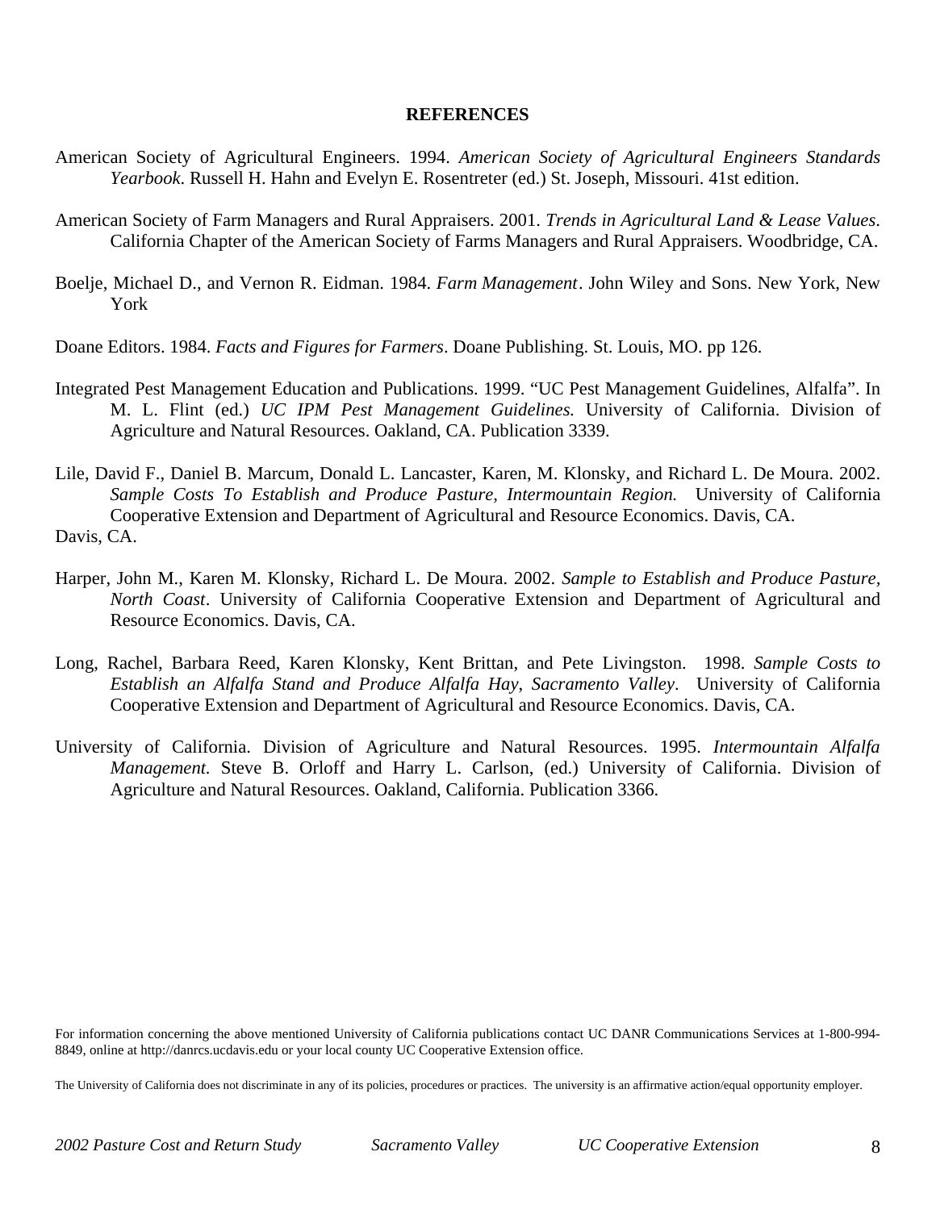## REFERENCES

American Society of Agricultural Engineers. 1994. *American Society of Agricultural Engineers Standards Yearbook*. Russell H. Hahn and Evelyn E. Rosentreter (ed.) St. Joseph, Missouri. 41st edition.

American Society of Farm Managers and Rural Appraisers. 2001. *Trends in Agricultural Land & Lease Values*. California Chapter of the American Society of Farms Managers and Rural Appraisers. Woodbridge, CA.

Boelje, Michael D., and Vernon R. Eidman. 1984. *Farm Management*. John Wiley and Sons. New York, New York

Doane Editors. 1984. *Facts and Figures for Farmers*. Doane Publishing. St. Louis, MO. pp 126.

Integrated Pest Management Education and Publications. 1999. "UC Pest Management Guidelines, Alfalfa". In M. L. Flint (ed.) *UC IPM Pest Management Guidelines.* University of California. Division of Agriculture and Natural Resources. Oakland, CA. Publication 3339.

Lile, David F., Daniel B. Marcum, Donald L. Lancaster, Karen, M. Klonsky, and Richard L. De Moura. 2002. *Sample Costs To Establish and Produce Pasture, Intermountain Region.* University of California Cooperative Extension and Department of Agricultural and Resource Economics. Davis, CA.
Davis, CA.

Harper, John M., Karen M. Klonsky, Richard L. De Moura. 2002. *Sample to Establish and Produce Pasture, North Coast*. University of California Cooperative Extension and Department of Agricultural and Resource Economics. Davis, CA.

Long, Rachel, Barbara Reed, Karen Klonsky, Kent Brittan, and Pete Livingston. 1998. *Sample Costs to Establish an Alfalfa Stand and Produce Alfalfa Hay, Sacramento Valley*. University of California Cooperative Extension and Department of Agricultural and Resource Economics. Davis, CA.

University of California. Division of Agriculture and Natural Resources. 1995. *Intermountain Alfalfa Management.* Steve B. Orloff and Harry L. Carlson, (ed.) University of California. Division of Agriculture and Natural Resources. Oakland, California. Publication 3366.

For information concerning the above mentioned University of California publications contact UC DANR Communications Services at 1-800-994-8849, online at http://danrcs.ucdavis.edu or your local county UC Cooperative Extension office.

The University of California does not discriminate in any of its policies, procedures or practices. The university is an affirmative action/equal opportunity employer.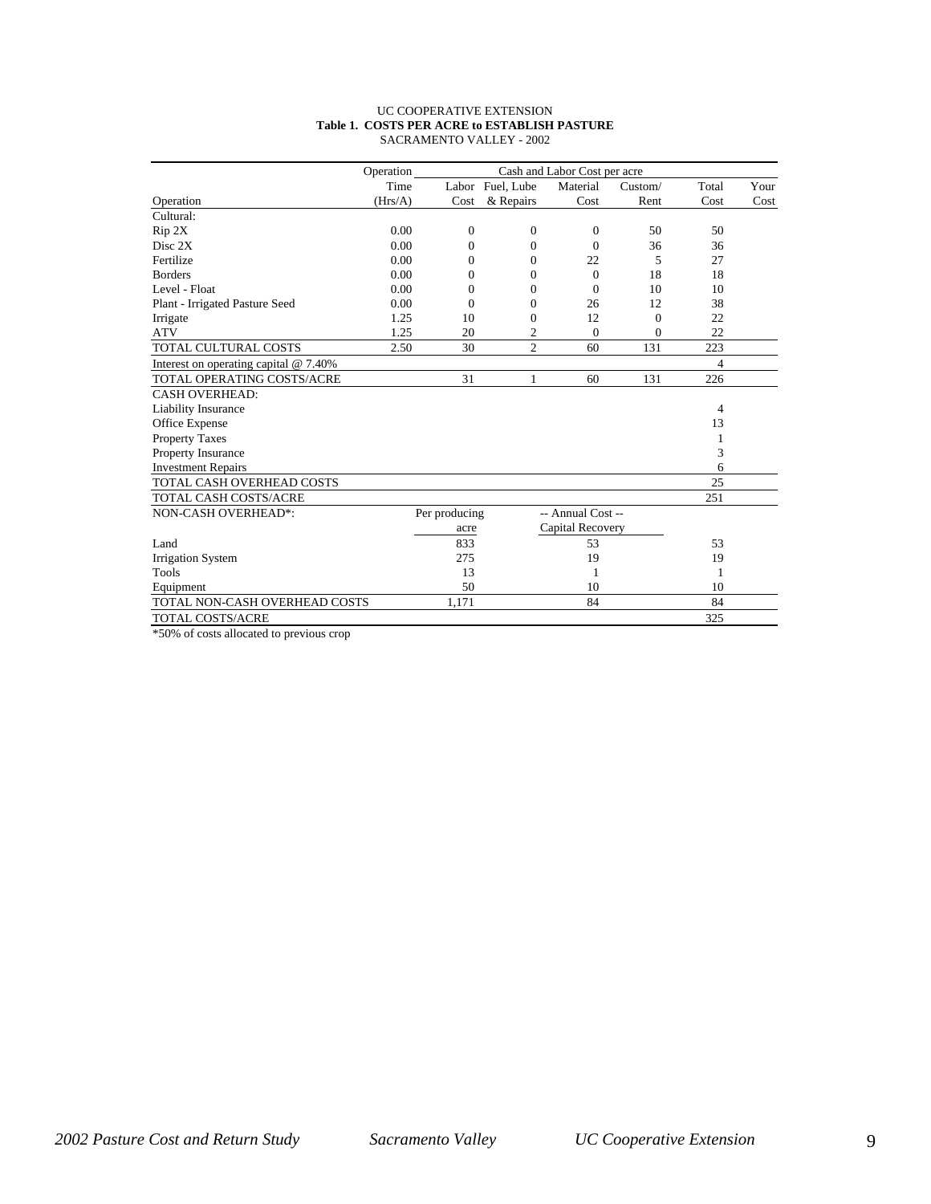UC COOPERATIVE EXTENSION

**Table 1. COSTS PER ACRE to ESTABLISH PASTURE**

SACRAMENTO VALLEY - 2002

| Operation | Operation Time (Hrs/A) | Labor Cost | Fuel, Lube & Repairs | Material Cost | Custom/ Rent | Total Cost | Your Cost |
|---|---|---|---|---|---|---|---|
| Cultural: | | | | | | | |
| Rip 2X | 0.00 | 0 | 0 | 0 | 50 | 50 | |
| Disc 2X | 0.00 | 0 | 0 | 0 | 36 | 36 | |
| Fertilize | 0.00 | 0 | 0 | 22 | 5 | 27 | |
| Borders | 0.00 | 0 | 0 | 0 | 18 | 18 | |
| Level - Float | 0.00 | 0 | 0 | 0 | 10 | 10 | |
| Plant - Irrigated Pasture Seed | 0.00 | 0 | 0 | 26 | 12 | 38 | |
| Irrigate | 1.25 | 10 | 0 | 12 | 0 | 22 | |
| ATV | 1.25 | 20 | 2 | 0 | 0 | 22 | |
| TOTAL CULTURAL COSTS | 2.50 | 30 | 2 | 60 | 131 | 223 | |
| Interest on operating capital @ 7.40% | | | | | | 4 | |
| TOTAL OPERATING COSTS/ACRE | | 31 | 1 | 60 | 131 | 226 | |
| CASH OVERHEAD: | | | | | | | |
| Liability Insurance | | | | | | 4 | |
| Office Expense | | | | | | 13 | |
| Property Taxes | | | | | | 1 | |
| Property Insurance | | | | | | 3 | |
| Investment Repairs | | | | | | 6 | |
| TOTAL CASH OVERHEAD COSTS | | | | | | 25 | |
| TOTAL CASH COSTS/ACRE | | | | | | 251 | |
| NON-CASH OVERHEAD*: | | Per producing acre | | -- Annual Cost -- Capital Recovery | | | |
| Land | | 833 | | 53 | | 53 | |
| Irrigation System | | 275 | | 19 | | 19 | |
| Tools | | 13 | | 1 | | 1 | |
| Equipment | | 50 | | 10 | | 10 | |
| TOTAL NON-CASH OVERHEAD COSTS | | 1,171 | | 84 | | 84 | |
| TOTAL COSTS/ACRE | | | | | | 325 | |

*50% of costs allocated to previous crop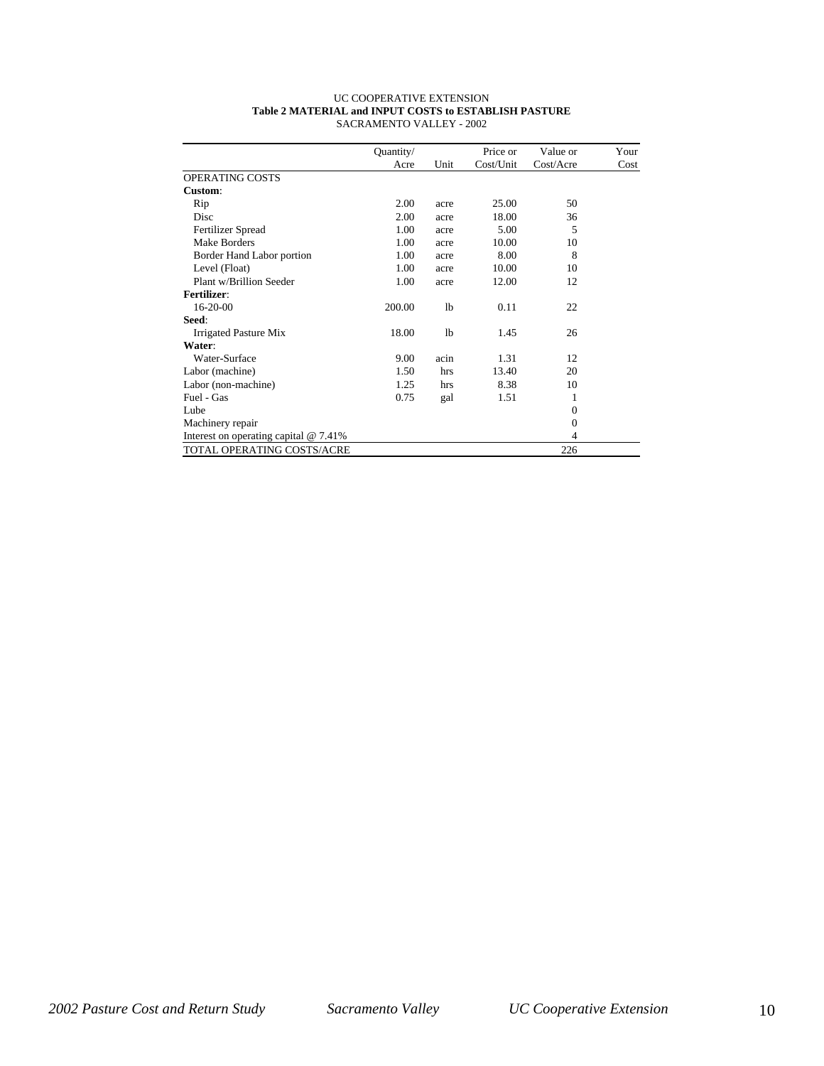UC COOPERATIVE EXTENSION

**Table 2 MATERIAL and INPUT COSTS to ESTABLISH PASTURE**

SACRAMENTO VALLEY - 2002

| | Quantity/ Acre | Unit | Price or Cost/Unit | Value or Cost/Acre | Your Cost |
|---|---|---|---|---|---|
| OPERATING COSTS | | | | | |
| **Custom**: | | | | | |
| Rip | 2.00 | acre | 25.00 | 50 | |
| Disc | 2.00 | acre | 18.00 | 36 | |
| Fertilizer Spread | 1.00 | acre | 5.00 | 5 | |
| Make Borders | 1.00 | acre | 10.00 | 10 | |
| Border Hand Labor portion | 1.00 | acre | 8.00 | 8 | |
| Level (Float) | 1.00 | acre | 10.00 | 10 | |
| Plant w/Brillion Seeder | 1.00 | acre | 12.00 | 12 | |
| **Fertilizer**: | | | | | |
| 16-20-00 | 200.00 | lb | 0.11 | 22 | |
| **Seed**: | | | | | |
| Irrigated Pasture Mix | 18.00 | lb | 1.45 | 26 | |
| **Water**: | | | | | |
| Water-Surface | 9.00 | acin | 1.31 | 12 | |
| Labor (machine) | 1.50 | hrs | 13.40 | 20 | |
| Labor (non-machine) | 1.25 | hrs | 8.38 | 10 | |
| Fuel - Gas | 0.75 | gal | 1.51 | 1 | |
| Lube | | | | 0 | |
| Machinery repair | | | | 0 | |
| Interest on operating capital @ 7.41% | | | | 4 | |
| TOTAL OPERATING COSTS/ACRE | | | | 226 | |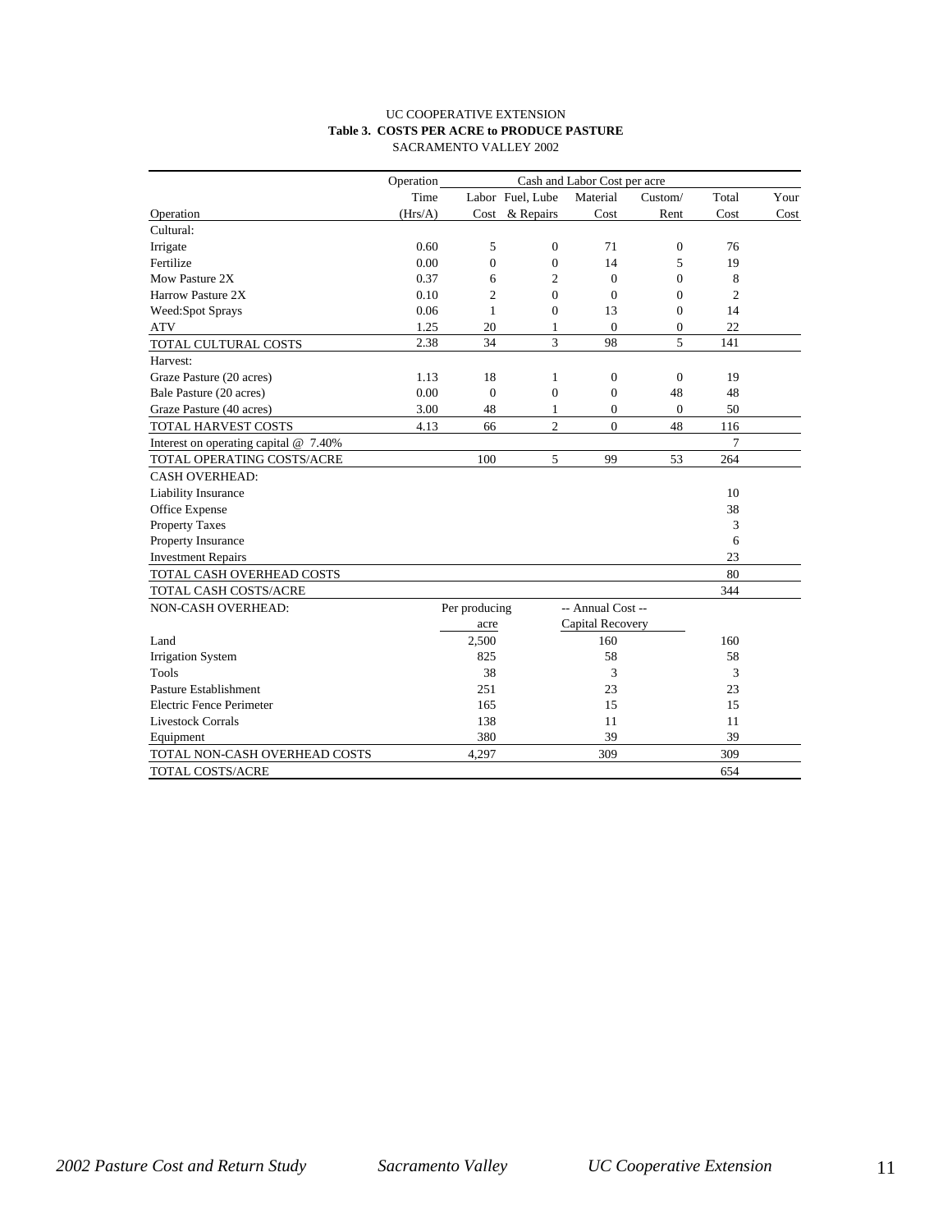UC COOPERATIVE EXTENSION

**Table 3. COSTS PER ACRE to PRODUCE PASTURE**

SACRAMENTO VALLEY 2002

| Operation | Operation Time (Hrs/A) | Labor Cost | Fuel, Lube & Repairs | Material Cost | Custom/ Rent | Total Cost | Your Cost |
|---|---|---|---|---|---|---|---|
| Cultural: | | | | | | | |
| Irrigate | 0.60 | 5 | 0 | 71 | 0 | 76 | |
| Fertilize | 0.00 | 0 | 0 | 14 | 5 | 19 | |
| Mow Pasture 2X | 0.37 | 6 | 2 | 0 | 0 | 8 | |
| Harrow Pasture 2X | 0.10 | 2 | 0 | 0 | 0 | 2 | |
| Weed:Spot Sprays | 0.06 | 1 | 0 | 13 | 0 | 14 | |
| ATV | 1.25 | 20 | 1 | 0 | 0 | 22 | |
| TOTAL CULTURAL COSTS | 2.38 | 34 | 3 | 98 | 5 | 141 | |
| Harvest: | | | | | | | |
| Graze Pasture (20 acres) | 1.13 | 18 | 1 | 0 | 0 | 19 | |
| Bale Pasture (20 acres) | 0.00 | 0 | 0 | 0 | 48 | 48 | |
| Graze Pasture (40 acres) | 3.00 | 48 | 1 | 0 | 0 | 50 | |
| TOTAL HARVEST COSTS | 4.13 | 66 | 2 | 0 | 48 | 116 | |
| Interest on operating capital @ 7.40% | | | | | | 7 | |
| TOTAL OPERATING COSTS/ACRE | | 100 | 5 | 99 | 53 | 264 | |
| CASH OVERHEAD: | | | | | | | |
| Liability Insurance | | | | | | 10 | |
| Office Expense | | | | | | 38 | |
| Property Taxes | | | | | | 3 | |
| Property Insurance | | | | | | 6 | |
| Investment Repairs | | | | | | 23 | |
| TOTAL CASH OVERHEAD COSTS | | | | | | 80 | |
| TOTAL CASH COSTS/ACRE | | | | | | 344 | |
| NON-CASH OVERHEAD: | | Per producing acre | | -- Annual Cost -- Capital Recovery | | | |
| Land | | 2,500 | | 160 | | 160 | |
| Irrigation System | | 825 | | 58 | | 58 | |
| Tools | | 38 | | 3 | | 3 | |
| Pasture Establishment | | 251 | | 23 | | 23 | |
| Electric Fence Perimeter | | 165 | | 15 | | 15 | |
| Livestock Corrals | | 138 | | 11 | | 11 | |
| Equipment | | 380 | | 39 | | 39 | |
| TOTAL NON-CASH OVERHEAD COSTS | | 4,297 | | 309 | | 309 | |
| TOTAL COSTS/ACRE | | | | | | 654 | |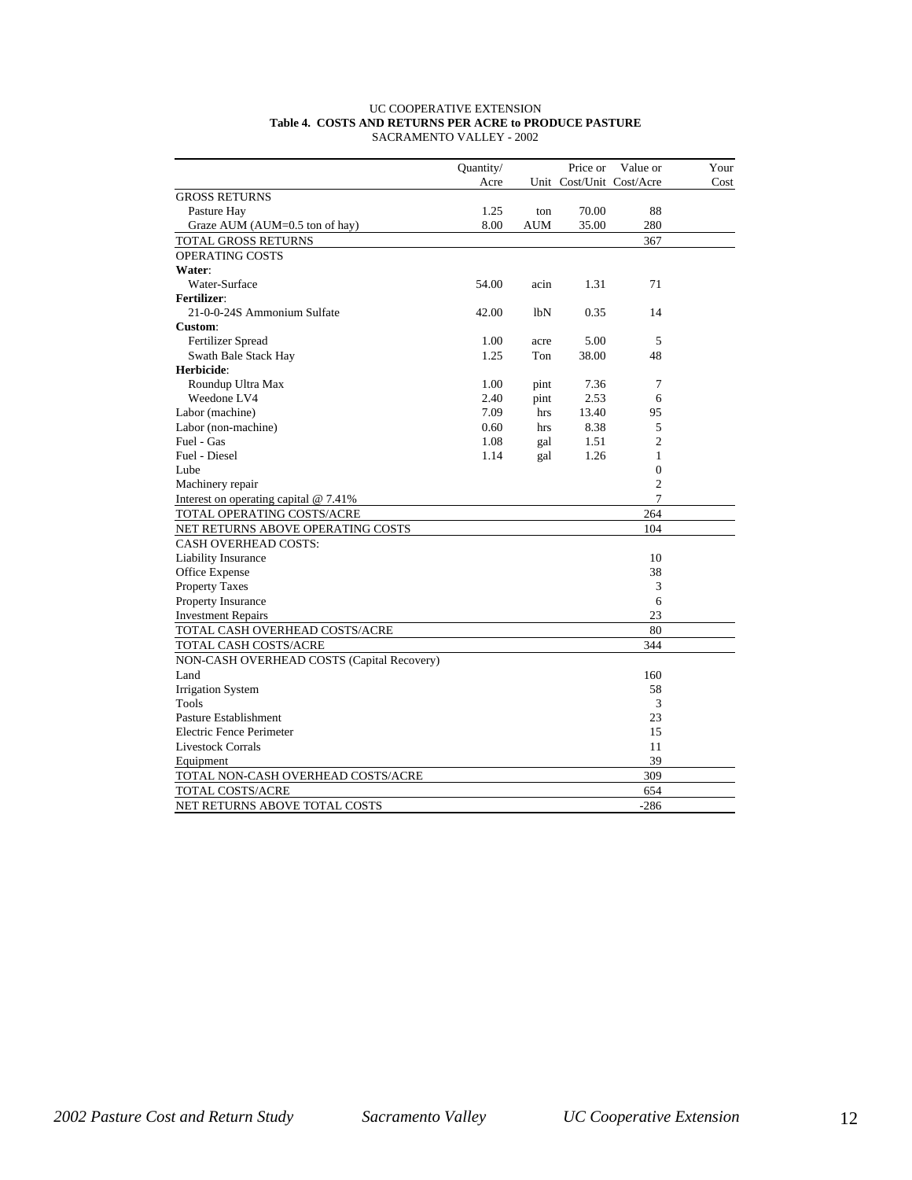UC COOPERATIVE EXTENSION

**Table 4. COSTS AND RETURNS PER ACRE to PRODUCE PASTURE**

SACRAMENTO VALLEY - 2002

| | Quantity/ Acre | Unit | Price or Cost/Unit | Value or Cost/Acre | Your Cost |
|---|---|---|---|---|---|
| GROSS RETURNS | | | | | |
| Pasture Hay | 1.25 | ton | 70.00 | 88 | |
| Graze AUM (AUM=0.5 ton of hay) | 8.00 | AUM | 35.00 | 280 | |
| TOTAL GROSS RETURNS | | | | 367 | |
| OPERATING COSTS | | | | | |
| **Water**: | | | | | |
| Water-Surface | 54.00 | acin | 1.31 | 71 | |
| **Fertilizer**: | | | | | |
| 21-0-0-24S Ammonium Sulfate | 42.00 | lbN | 0.35 | 14 | |
| **Custom**: | | | | | |
| Fertilizer Spread | 1.00 | acre | 5.00 | 5 | |
| Swath Bale Stack Hay | 1.25 | Ton | 38.00 | 48 | |
| **Herbicide**: | | | | | |
| Roundup Ultra Max | 1.00 | pint | 7.36 | 7 | |
| Weedone LV4 | 2.40 | pint | 2.53 | 6 | |
| Labor (machine) | 7.09 | hrs | 13.40 | 95 | |
| Labor (non-machine) | 0.60 | hrs | 8.38 | 5 | |
| Fuel - Gas | 1.08 | gal | 1.51 | 2 | |
| Fuel - Diesel | 1.14 | gal | 1.26 | 1 | |
| Lube | | | | 0 | |
| Machinery repair | | | | 2 | |
| Interest on operating capital @ 7.41% | | | | 7 | |
| TOTAL OPERATING COSTS/ACRE | | | | 264 | |
| NET RETURNS ABOVE OPERATING COSTS | | | | 104 | |
| CASH OVERHEAD COSTS: | | | | | |
| Liability Insurance | | | | 10 | |
| Office Expense | | | | 38 | |
| Property Taxes | | | | 3 | |
| Property Insurance | | | | 6 | |
| Investment Repairs | | | | 23 | |
| TOTAL CASH OVERHEAD COSTS/ACRE | | | | 80 | |
| TOTAL CASH COSTS/ACRE | | | | 344 | |
| NON-CASH OVERHEAD COSTS (Capital Recovery) | | | | | |
| Land | | | | 160 | |
| Irrigation System | | | | 58 | |
| Tools | | | | 3 | |
| Pasture Establishment | | | | 23 | |
| Electric Fence Perimeter | | | | 15 | |
| Livestock Corrals | | | | 11 | |
| Equipment | | | | 39 | |
| TOTAL NON-CASH OVERHEAD COSTS/ACRE | | | | 309 | |
| TOTAL COSTS/ACRE | | | | 654 | |
| NET RETURNS ABOVE TOTAL COSTS | | | | -286 | |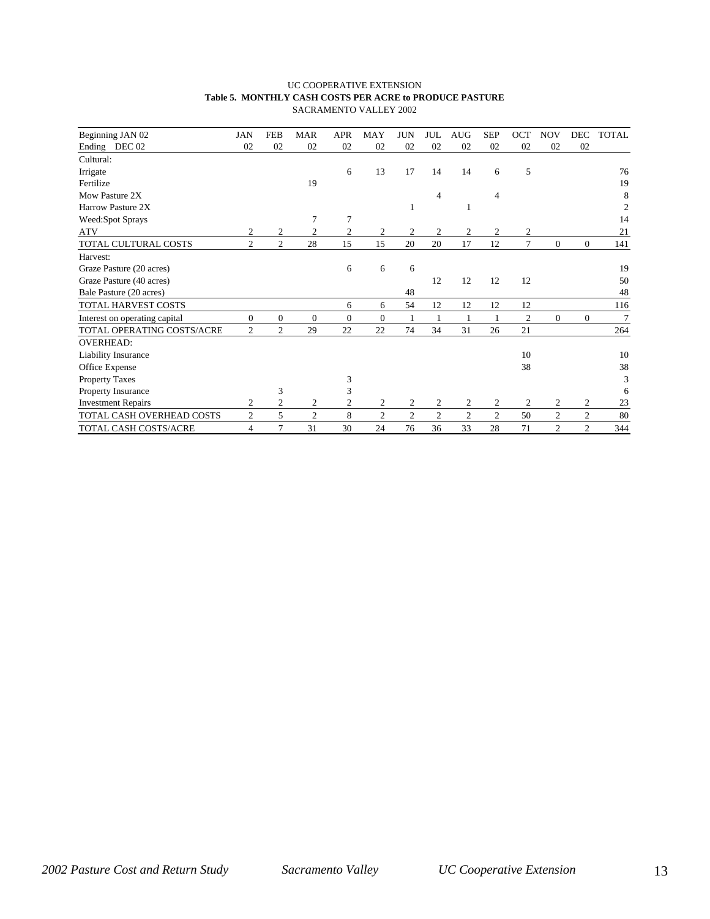UC COOPERATIVE EXTENSION

**Table 5. MONTHLY CASH COSTS PER ACRE to PRODUCE PASTURE**

SACRAMENTO VALLEY 2002

| Beginning JAN 02 | JAN | FEB | MAR | APR | MAY | JUN | JUL | AUG | SEP | OCT | NOV | DEC | TOTAL |
|---|---|---|---|---|---|---|---|---|---|---|---|---|---|
| Ending DEC 02 | 02 | 02 | 02 | 02 | 02 | 02 | 02 | 02 | 02 | 02 | 02 | 02 | |
| Cultural: | | | | | | | | | | | | | |
| Irrigate | | | | 6 | 13 | 17 | 14 | 14 | 6 | 5 | | | 76 |
| Fertilize | | | 19 | | | | | | | | | | 19 |
| Mow Pasture 2X | | | | | | | 4 | | 4 | | | | 8 |
| Harrow Pasture 2X | | | | | | 1 | | 1 | | | | | 2 |
| Weed:Spot Sprays | | | 7 | 7 | | | | | | | | | 14 |
| ATV | 2 | 2 | 2 | 2 | 2 | 2 | 2 | 2 | 2 | 2 | | | 21 |
| TOTAL CULTURAL COSTS | 2 | 2 | 28 | 15 | 15 | 20 | 20 | 17 | 12 | 7 | 0 | 0 | 141 |
| Harvest: | | | | | | | | | | | | | |
| Graze Pasture (20 acres) | | | | 6 | 6 | 6 | | | | | | | 19 |
| Graze Pasture (40 acres) | | | | | | | 12 | 12 | 12 | 12 | | | 50 |
| Bale Pasture (20 acres) | | | | | | 48 | | | | | | | 48 |
| TOTAL HARVEST COSTS | | | | 6 | 6 | 54 | 12 | 12 | 12 | 12 | | | 116 |
| Interest on operating capital | 0 | 0 | 0 | 0 | 0 | 1 | 1 | 1 | 1 | 2 | 0 | 0 | 7 |
| TOTAL OPERATING COSTS/ACRE | 2 | 2 | 29 | 22 | 22 | 74 | 34 | 31 | 26 | 21 | | | 264 |
| OVERHEAD: | | | | | | | | | | | | | |
| Liability Insurance | | | | | | | | | | 10 | | | 10 |
| Office Expense | | | | | | | | | | 38 | | | 38 |
| Property Taxes | | | | 3 | | | | | | | | | 3 |
| Property Insurance | | 3 | | 3 | | | | | | | | | 6 |
| Investment Repairs | 2 | 2 | 2 | 2 | 2 | 2 | 2 | 2 | 2 | 2 | 2 | 2 | 23 |
| TOTAL CASH OVERHEAD COSTS | 2 | 5 | 2 | 8 | 2 | 2 | 2 | 2 | 2 | 50 | 2 | 2 | 80 |
| TOTAL CASH COSTS/ACRE | 4 | 7 | 31 | 30 | 24 | 76 | 36 | 33 | 28 | 71 | 2 | 2 | 344 |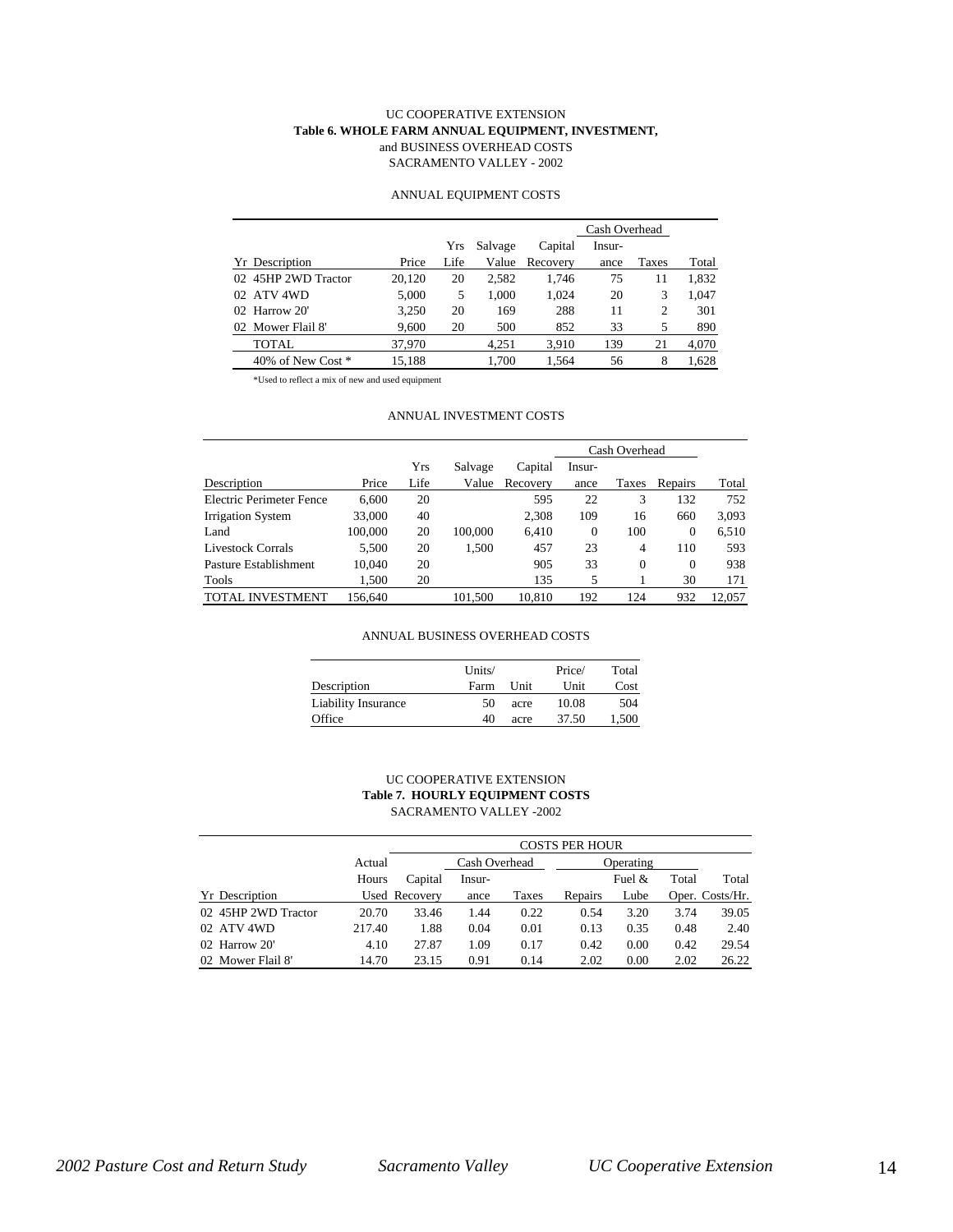UC COOPERATIVE EXTENSION

**Table 6. WHOLE FARM ANNUAL EQUIPMENT, INVESTMENT,**

and BUSINESS OVERHEAD COSTS

SACRAMENTO VALLEY - 2002

ANNUAL EQUIPMENT COSTS

| | | | | | Cash Overhead | | |
|---|---|---|---|---|---|---|---|
| | | Yrs | Salvage | Capital | Insur- | | |
| Yr Description | Price | Life | Value | Recovery | ance | Taxes | Total |
| 02 45HP 2WD Tractor | 20,120 | 20 | 2,582 | 1,746 | 75 | 11 | 1,832 |
| 02 ATV 4WD | 5,000 | 5 | 1,000 | 1,024 | 20 | 3 | 1,047 |
| 02 Harrow 20' | 3,250 | 20 | 169 | 288 | 11 | 2 | 301 |
| 02 Mower Flail 8' | 9,600 | 20 | 500 | 852 | 33 | 5 | 890 |
| TOTAL | 37,970 | | 4,251 | 3,910 | 139 | 21 | 4,070 |
| 40% of New Cost * | 15,188 | | 1,700 | 1,564 | 56 | 8 | 1,628 |

*Used to reflect a mix of new and used equipment

ANNUAL INVESTMENT COSTS

| | | | | | Cash Overhead | | | |
|---|---|---|---|---|---|---|---|---|
| | | Yrs | Salvage | Capital | Insur- | | | |
| Description | Price | Life | Value | Recovery | ance | Taxes | Repairs | Total |
| Electric Perimeter Fence | 6,600 | 20 | | 595 | 22 | 3 | 132 | 752 |
| Irrigation System | 33,000 | 40 | | 2,308 | 109 | 16 | 660 | 3,093 |
| Land | 100,000 | 20 | 100,000 | 6,410 | 0 | 100 | 0 | 6,510 |
| Livestock Corrals | 5,500 | 20 | 1,500 | 457 | 23 | 4 | 110 | 593 |
| Pasture Establishment | 10,040 | 20 | | 905 | 33 | 0 | 0 | 938 |
| Tools | 1,500 | 20 | | 135 | 5 | 1 | 30 | 171 |
| TOTAL INVESTMENT | 156,640 | | 101,500 | 10,810 | 192 | 124 | 932 | 12,057 |

ANNUAL BUSINESS OVERHEAD COSTS

| Description | Units/ Farm | Unit | Price/ Unit | Total Cost |
|---|---|---|---|---|
| Liability Insurance | 50 | acre | 10.08 | 504 |
| Office | 40 | acre | 37.50 | 1,500 |

UC COOPERATIVE EXTENSION

**Table 7. HOURLY EQUIPMENT COSTS**

SACRAMENTO VALLEY -2002

| | | COSTS PER HOUR | | | | | | |
|---|---|---|---|---|---|---|---|---|
| | Actual | | Cash Overhead | | Operating | | | |
| | Hours | Capital | Insur- | | | Fuel & | Total | Total |
| Yr Description | Used | Recovery | ance | Taxes | Repairs | Lube | Oper. | Costs/Hr. |
| 02 45HP 2WD Tractor | 20.70 | 33.46 | 1.44 | 0.22 | 0.54 | 3.20 | 3.74 | 39.05 |
| 02 ATV 4WD | 217.40 | 1.88 | 0.04 | 0.01 | 0.13 | 0.35 | 0.48 | 2.40 |
| 02 Harrow 20' | 4.10 | 27.87 | 1.09 | 0.17 | 0.42 | 0.00 | 0.42 | 29.54 |
| 02 Mower Flail 8' | 14.70 | 23.15 | 0.91 | 0.14 | 2.02 | 0.00 | 2.02 | 26.22 |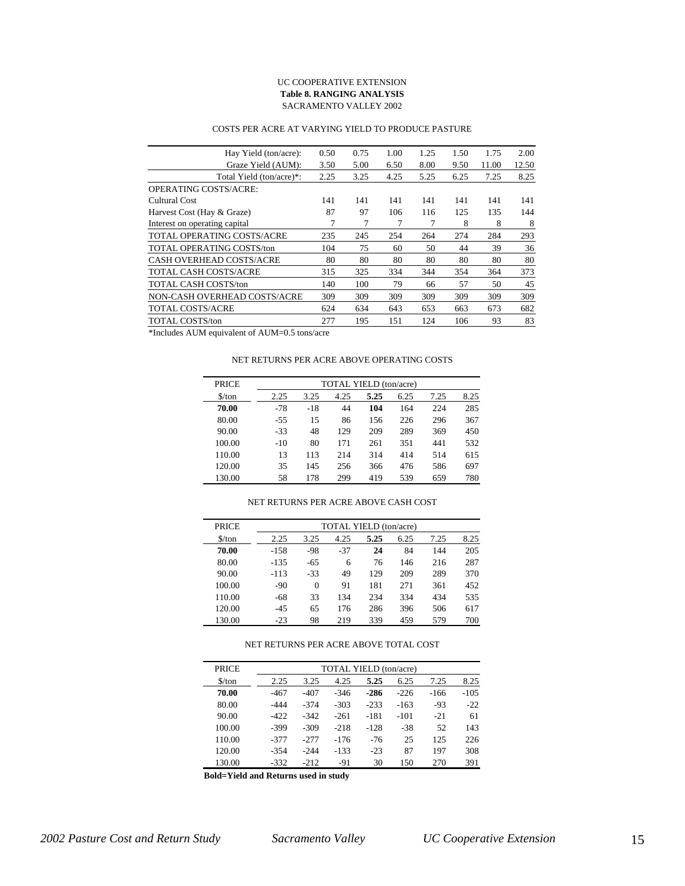UC COOPERATIVE EXTENSION

**Table 8. RANGING ANALYSIS**

SACRAMENTO VALLEY 2002

COSTS PER ACRE AT VARYING YIELD TO PRODUCE PASTURE

| | | | | | | | |
|---|---|---|---|---|---|---|---|
| Hay Yield (ton/acre): | 0.50 | 0.75 | 1.00 | 1.25 | 1.50 | 1.75 | 2.00 |
| Graze Yield (AUM): | 3.50 | 5.00 | 6.50 | 8.00 | 9.50 | 11.00 | 12.50 |
| Total Yield (ton/acre)*: | 2.25 | 3.25 | 4.25 | 5.25 | 6.25 | 7.25 | 8.25 |
| OPERATING COSTS/ACRE: | | | | | | | |
| Cultural Cost | 141 | 141 | 141 | 141 | 141 | 141 | 141 |
| Harvest Cost (Hay & Graze) | 87 | 97 | 106 | 116 | 125 | 135 | 144 |
| Interest on operating capital | 7 | 7 | 7 | 7 | 8 | 8 | 8 |
| TOTAL OPERATING COSTS/ACRE | 235 | 245 | 254 | 264 | 274 | 284 | 293 |
| TOTAL OPERATING COSTS/ton | 104 | 75 | 60 | 50 | 44 | 39 | 36 |
| CASH OVERHEAD COSTS/ACRE | 80 | 80 | 80 | 80 | 80 | 80 | 80 |
| TOTAL CASH COSTS/ACRE | 315 | 325 | 334 | 344 | 354 | 364 | 373 |
| TOTAL CASH COSTS/ton | 140 | 100 | 79 | 66 | 57 | 50 | 45 |
| NON-CASH OVERHEAD COSTS/ACRE | 309 | 309 | 309 | 309 | 309 | 309 | 309 |
| TOTAL COSTS/ACRE | 624 | 634 | 643 | 653 | 663 | 673 | 682 |
| TOTAL COSTS/ton | 277 | 195 | 151 | 124 | 106 | 93 | 83 |

*Includes AUM equivalent of AUM=0.5 tons/acre

NET RETURNS PER ACRE ABOVE OPERATING COSTS

| PRICE | TOTAL YIELD (ton/acre) | | | | | | |
|---|---|---|---|---|---|---|---|
| $/ton | 2.25 | 3.25 | 4.25 | **5.25** | 6.25 | 7.25 | 8.25 |
| **70.00** | -78 | -18 | 44 | **104** | 164 | 224 | 285 |
| 80.00 | -55 | 15 | 86 | 156 | 226 | 296 | 367 |
| 90.00 | -33 | 48 | 129 | 209 | 289 | 369 | 450 |
| 100.00 | -10 | 80 | 171 | 261 | 351 | 441 | 532 |
| 110.00 | 13 | 113 | 214 | 314 | 414 | 514 | 615 |
| 120.00 | 35 | 145 | 256 | 366 | 476 | 586 | 697 |
| 130.00 | 58 | 178 | 299 | 419 | 539 | 659 | 780 |

NET RETURNS PER ACRE ABOVE CASH COST

| PRICE | TOTAL YIELD (ton/acre) | | | | | | |
|---|---|---|---|---|---|---|---|
| $/ton | 2.25 | 3.25 | 4.25 | **5.25** | 6.25 | 7.25 | 8.25 |
| **70.00** | -158 | -98 | -37 | **24** | 84 | 144 | 205 |
| 80.00 | -135 | -65 | 6 | 76 | 146 | 216 | 287 |
| 90.00 | -113 | -33 | 49 | 129 | 209 | 289 | 370 |
| 100.00 | -90 | 0 | 91 | 181 | 271 | 361 | 452 |
| 110.00 | -68 | 33 | 134 | 234 | 334 | 434 | 535 |
| 120.00 | -45 | 65 | 176 | 286 | 396 | 506 | 617 |
| 130.00 | -23 | 98 | 219 | 339 | 459 | 579 | 700 |

NET RETURNS PER ACRE ABOVE TOTAL COST

| PRICE | TOTAL YIELD (ton/acre) | | | | | | |
|---|---|---|---|---|---|---|---|
| $/ton | 2.25 | 3.25 | 4.25 | **5.25** | 6.25 | 7.25 | 8.25 |
| **70.00** | -467 | -407 | -346 | **-286** | -226 | -166 | -105 |
| 80.00 | -444 | -374 | -303 | -233 | -163 | -93 | -22 |
| 90.00 | -422 | -342 | -261 | -181 | -101 | -21 | 61 |
| 100.00 | -399 | -309 | -218 | -128 | -38 | 52 | 143 |
| 110.00 | -377 | -277 | -176 | -76 | 25 | 125 | 226 |
| 120.00 | -354 | -244 | -133 | -23 | 87 | 197 | 308 |
| 130.00 | -332 | -212 | -91 | 30 | 150 | 270 | 391 |

**Bold=Yield and Returns used in study**